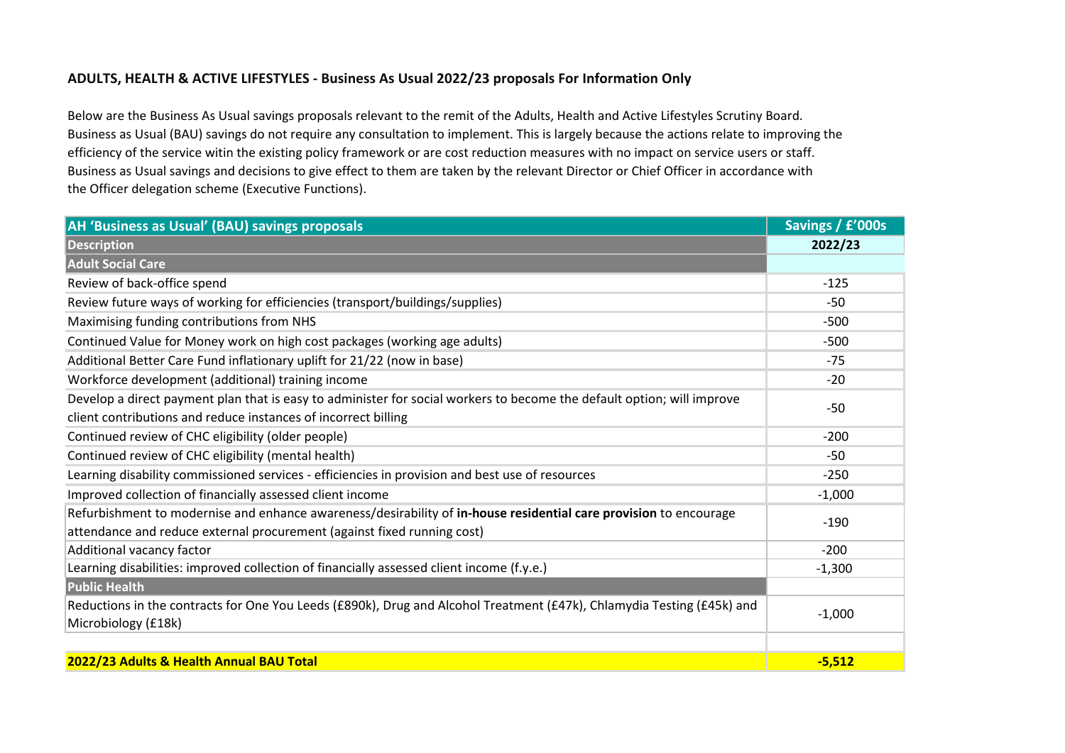**ADULTS, HEALTH & ACTIVE LIFESTYLES - Business As Usual 2022/23 proposals For Information Only**

Below are the Business As Usual savings proposals relevant to the remit of the Adults, Health and Active Lifestyles Scrutiny Board. Business as Usual (BAU) savings do not require any consultation to implement. This is largely because the actions relate to improving the efficiency of the service witin the existing policy framework or are cost reduction measures with no impact on service users or staff. Business as Usual savings and decisions to give effect to them are taken by the relevant Director or Chief Officer in accordance with the Officer delegation scheme (Executive Functions).

| AH 'Business as Usual' (BAU) savings proposals | Savings / £'000s |
|---|---|
| **Description** | **2022/23** |
| **Adult Social Care** | |
| Review of back-office spend | -125 |
| Review future ways of working for efficiencies (transport/buildings/supplies) | -50 |
| Maximising funding contributions from NHS | -500 |
| Continued Value for Money work on high cost packages (working age adults) | -500 |
| Additional Better Care Fund inflationary uplift for 21/22 (now in base) | -75 |
| Workforce development (additional) training income | -20 |
| Develop a direct payment plan that is easy to administer for social workers to become the default option; will improve client contributions and reduce instances of incorrect billing | -50 |
| Continued review of CHC eligibility (older people) | -200 |
| Continued review of CHC eligibility (mental health) | -50 |
| Learning disability commissioned services - efficiencies in provision and best use of resources | -250 |
| Improved collection of financially assessed client income | -1,000 |
| Refurbishment to modernise and enhance awareness/desirability of **in-house residential care provision** to encourage attendance and reduce external procurement (against fixed running cost) | -190 |
| Additional vacancy factor | -200 |
| Learning disabilities: improved collection of financially assessed client income (f.y.e.) | -1,300 |
| **Public Health** | |
| Reductions in the contracts for One You Leeds (£890k), Drug and Alcohol Treatment (£47k), Chlamydia Testing (£45k) and Microbiology (£18k) | -1,000 |
| | |
| **2022/23 Adults & Health Annual BAU Total** | **-5,512** |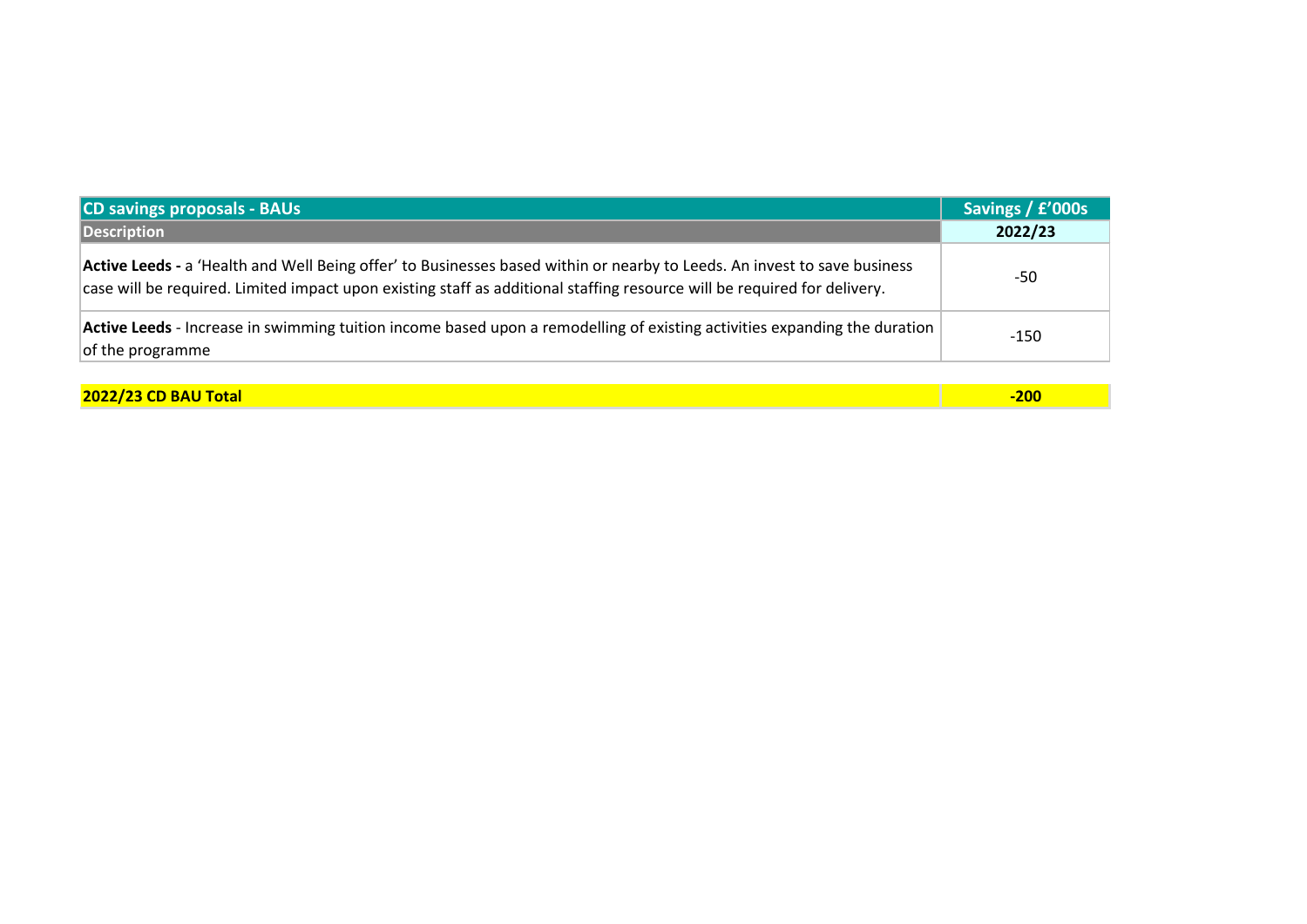| CD savings proposals - BAUs | Savings / £'000s |
| --- | --- |
| **Description** | **2022/23** |
| **Active Leeds -** a 'Health and Well Being offer' to Businesses based within or nearby to Leeds. An invest to save business case will be required. Limited impact upon existing staff as additional staffing resource will be required for delivery. | -50 |
| **Active Leeds** - Increase in swimming tuition income based upon a remodelling of existing activities expanding the duration of the programme | -150 |
| **2022/23 CD BAU Total** | **-200** |